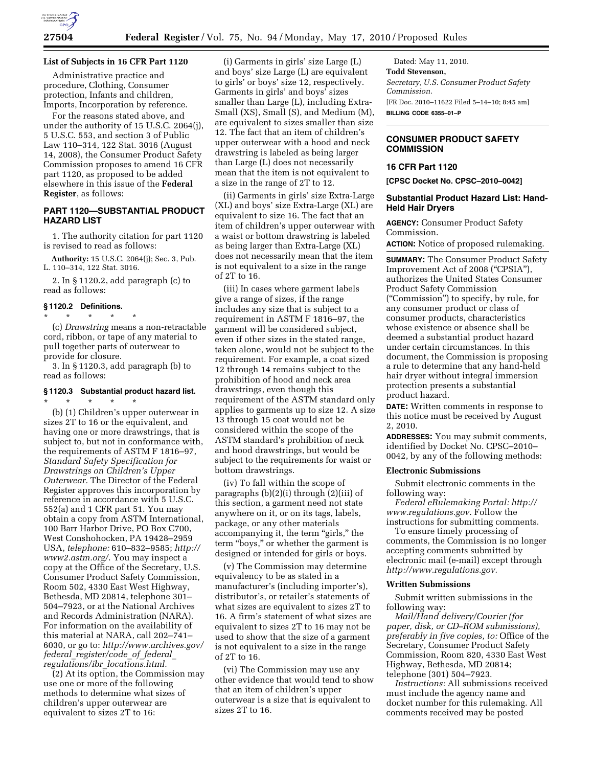### List of Subjects in 16 CFR Part 1120

Administrative practice and procedure, Clothing, Consumer protection, Infants and children, Imports, Incorporation by reference.

For the reasons stated above, and under the authority of 15 U.S.C. 2064(j), 5 U.S.C. 553, and section 3 of Public Law 110–314, 122 Stat. 3016 (August 14, 2008), the Consumer Product Safety Commission proposes to amend 16 CFR part 1120, as proposed to be added elsewhere in this issue of the **Federal Register**, as follows:

## PART 1120—SUBSTANTIAL PRODUCT HAZARD LIST

1. The authority citation for part 1120 is revised to read as follows:

**Authority:** 15 U.S.C. 2064(j); Sec. 3, Pub. L. 110–314, 122 Stat. 3016.

2. In § 1120.2, add paragraph (c) to read as follows:

### § 1120.2 Definitions.

\* \* \* \* \*

(c) *Drawstring* means a non-retractable cord, ribbon, or tape of any material to pull together parts of outerwear to provide for closure.

3. In § 1120.3, add paragraph (b) to read as follows:

### § 1120.3 Substantial product hazard list.

\* \* \* \* \*

(b) (1) Children's upper outerwear in sizes 2T to 16 or the equivalent, and having one or more drawstrings, that is subject to, but not in conformance with, the requirements of ASTM F 1816–97, *Standard Safety Specification for Drawstrings on Children's Upper Outerwear.* The Director of the Federal Register approves this incorporation by reference in accordance with 5 U.S.C. 552(a) and 1 CFR part 51. You may obtain a copy from ASTM International, 100 Barr Harbor Drive, PO Box C700, West Conshohocken, PA 19428–2959 USA, *telephone:* 610–832–9585; *http://www2.astm.org/.* You may inspect a copy at the Office of the Secretary, U.S. Consumer Product Safety Commission, Room 502, 4330 East West Highway, Bethesda, MD 20814, telephone 301–504–7923, or at the National Archives and Records Administration (NARA). For information on the availability of this material at NARA, call 202–741–6030, or go to: *http://www.archives.gov/federal_register/code_of_federal_regulations/ibr_locations.html.*

(2) At its option, the Commission may use one or more of the following methods to determine what sizes of children's upper outerwear are equivalent to sizes 2T to 16:

(i) Garments in girls' size Large (L) and boys' size Large (L) are equivalent to girls' or boys' size 12, respectively. Garments in girls' and boys' sizes smaller than Large (L), including Extra-Small (XS), Small (S), and Medium (M), are equivalent to sizes smaller than size 12. The fact that an item of children's upper outerwear with a hood and neck drawstring is labeled as being larger than Large (L) does not necessarily mean that the item is not equivalent to a size in the range of 2T to 12.

(ii) Garments in girls' size Extra-Large (XL) and boys' size Extra-Large (XL) are equivalent to size 16. The fact that an item of children's upper outerwear with a waist or bottom drawstring is labeled as being larger than Extra-Large (XL) does not necessarily mean that the item is not equivalent to a size in the range of 2T to 16.

(iii) In cases where garment labels give a range of sizes, if the range includes any size that is subject to a requirement in ASTM F 1816–97, the garment will be considered subject, even if other sizes in the stated range, taken alone, would not be subject to the requirement. For example, a coat sized 12 through 14 remains subject to the prohibition of hood and neck area drawstrings, even though this requirement of the ASTM standard only applies to garments up to size 12. A size 13 through 15 coat would not be considered within the scope of the ASTM standard's prohibition of neck and hood drawstrings, but would be subject to the requirements for waist or bottom drawstrings.

(iv) To fall within the scope of paragraphs (b)(2)(i) through (2)(iii) of this section, a garment need not state anywhere on it, or on its tags, labels, package, or any other materials accompanying it, the term "girls," the term "boys," or whether the garment is designed or intended for girls or boys.

(v) The Commission may determine equivalency to be as stated in a manufacturer's (including importer's), distributor's, or retailer's statements of what sizes are equivalent to sizes 2T to 16. A firm's statement of what sizes are equivalent to sizes 2T to 16 may not be used to show that the size of a garment is not equivalent to a size in the range of 2T to 16.

(vi) The Commission may use any other evidence that would tend to show that an item of children's upper outerwear is a size that is equivalent to sizes 2T to 16.

Dated: May 11, 2010.

**Todd Stevenson,**

*Secretary, U.S. Consumer Product Safety Commission.*

[FR Doc. 2010–11622 Filed 5–14–10; 8:45 am]

**BILLING CODE 6355–01–P**

---

## CONSUMER PRODUCT SAFETY COMMISSION

### 16 CFR Part 1120

**[CPSC Docket No. CPSC–2010–0042]**

### Substantial Product Hazard List: Hand-Held Hair Dryers

**AGENCY:** Consumer Product Safety Commission.

**ACTION:** Notice of proposed rulemaking.

**SUMMARY:** The Consumer Product Safety Improvement Act of 2008 ("CPSIA"), authorizes the United States Consumer Product Safety Commission ("Commission") to specify, by rule, for any consumer product or class of consumer products, characteristics whose existence or absence shall be deemed a substantial product hazard under certain circumstances. In this document, the Commission is proposing a rule to determine that any hand-held hair dryer without integral immersion protection presents a substantial product hazard.

**DATE:** Written comments in response to this notice must be received by August 2, 2010.

**ADDRESSES:** You may submit comments, identified by Docket No. CPSC–2010–0042, by any of the following methods:

#### Electronic Submissions

Submit electronic comments in the following way:

*Federal eRulemaking Portal: http://www.regulations.gov*. Follow the instructions for submitting comments.

To ensure timely processing of comments, the Commission is no longer accepting comments submitted by electronic mail (e-mail) except through *http://www.regulations.gov.*

#### Written Submissions

Submit written submissions in the following way:

*Mail/Hand delivery/Courier (for paper, disk, or CD–ROM submissions), preferably in five copies, to:* Office of the Secretary, Consumer Product Safety Commission, Room 820, 4330 East West Highway, Bethesda, MD 20814; telephone (301) 504–7923.

*Instructions:* All submissions received must include the agency name and docket number for this rulemaking. All comments received may be posted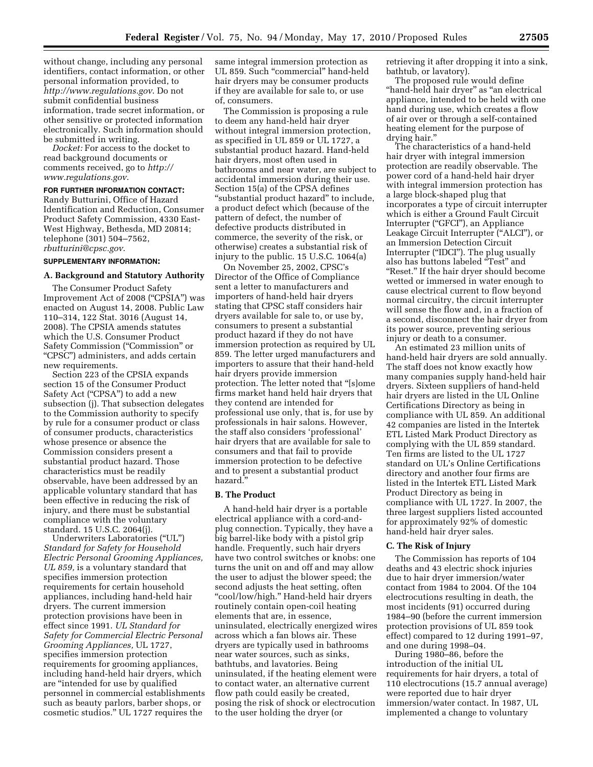without change, including any personal identifiers, contact information, or other personal information provided, to *http://www.regulations.gov*. Do not submit confidential business information, trade secret information, or other sensitive or protected information electronically. Such information should be submitted in writing.

*Docket:* For access to the docket to read background documents or comments received, go to *http://www.regulations.gov*.

**FOR FURTHER INFORMATION CONTACT:** Randy Butturini, Office of Hazard Identification and Reduction, Consumer Product Safety Commission, 4330 East-West Highway, Bethesda, MD 20814; telephone (301) 504–7562, *rbutturini@cpsc.gov*.

**SUPPLEMENTARY INFORMATION:**

## A. Background and Statutory Authority

The Consumer Product Safety Improvement Act of 2008 ("CPSIA") was enacted on August 14, 2008. Public Law 110–314, 122 Stat. 3016 (August 14, 2008). The CPSIA amends statutes which the U.S. Consumer Product Safety Commission ("Commission" or "CPSC") administers, and adds certain new requirements.

Section 223 of the CPSIA expands section 15 of the Consumer Product Safety Act ("CPSA") to add a new subsection (j). That subsection delegates to the Commission authority to specify by rule for a consumer product or class of consumer products, characteristics whose presence or absence the Commission considers present a substantial product hazard. Those characteristics must be readily observable, have been addressed by an applicable voluntary standard that has been effective in reducing the risk of injury, and there must be substantial compliance with the voluntary standard. 15 U.S.C. 2064(j).

Underwriters Laboratories ("UL") *Standard for Safety for Household Electric Personal Grooming Appliances, UL 859,* is a voluntary standard that specifies immersion protection requirements for certain household appliances, including hand-held hair dryers. The current immersion protection provisions have been in effect since 1991. *UL Standard for Safety for Commercial Electric Personal Grooming Appliances,* UL 1727, specifies immersion protection requirements for grooming appliances, including hand-held hair dryers, which are "intended for use by qualified personnel in commercial establishments such as beauty parlors, barber shops, or cosmetic studios." UL 1727 requires the same integral immersion protection as UL 859. Such "commercial" hand-held hair dryers may be consumer products if they are available for sale to, or use of, consumers.

The Commission is proposing a rule to deem any hand-held hair dryer without integral immersion protection, as specified in UL 859 or UL 1727, a substantial product hazard. Hand-held hair dryers, most often used in bathrooms and near water, are subject to accidental immersion during their use. Section 15(a) of the CPSA defines "substantial product hazard" to include, a product defect which (because of the pattern of defect, the number of defective products distributed in commerce, the severity of the risk, or otherwise) creates a substantial risk of injury to the public. 15 U.S.C. 1064(a)

On November 25, 2002, CPSC's Director of the Office of Compliance sent a letter to manufacturers and importers of hand-held hair dryers stating that CPSC staff considers hair dryers available for sale to, or use by, consumers to present a substantial product hazard if they do not have immersion protection as required by UL 859. The letter urged manufacturers and importers to assure that their hand-held hair dryers provide immersion protection. The letter noted that "[s]ome firms market hand held hair dryers that they contend are intended for professional use only, that is, for use by professionals in hair salons. However, the staff also considers 'professional' hair dryers that are available for sale to consumers and that fail to provide immersion protection to be defective and to present a substantial product hazard."

## B. The Product

A hand-held hair dryer is a portable electrical appliance with a cord-and-plug connection. Typically, they have a big barrel-like body with a pistol grip handle. Frequently, such hair dryers have two control switches or knobs: one turns the unit on and off and may allow the user to adjust the blower speed; the second adjusts the heat setting, often "cool/low/high." Hand-held hair dryers routinely contain open-coil heating elements that are, in essence, uninsulated, electrically energized wires across which a fan blows air. These dryers are typically used in bathrooms near water sources, such as sinks, bathtubs, and lavatories. Being uninsulated, if the heating element were to contact water, an alternative current flow path could easily be created, posing the risk of shock or electrocution to the user holding the dryer (or retrieving it after dropping it into a sink, bathtub, or lavatory).

The proposed rule would define "hand-held hair dryer" as "an electrical appliance, intended to be held with one hand during use, which creates a flow of air over or through a self-contained heating element for the purpose of drying hair."

The characteristics of a hand-held hair dryer with integral immersion protection are readily observable. The power cord of a hand-held hair dryer with integral immersion protection has a large block-shaped plug that incorporates a type of circuit interrupter which is either a Ground Fault Circuit Interrupter ("GFCI"), an Appliance Leakage Circuit Interrupter ("ALCI"), or an Immersion Detection Circuit Interrupter ("IDCI"). The plug usually also has buttons labeled "Test" and "Reset." If the hair dryer should become wetted or immersed in water enough to cause electrical current to flow beyond normal circuitry, the circuit interrupter will sense the flow and, in a fraction of a second, disconnect the hair dryer from its power source, preventing serious injury or death to a consumer.

An estimated 23 million units of hand-held hair dryers are sold annually. The staff does not know exactly how many companies supply hand-held hair dryers. Sixteen suppliers of hand-held hair dryers are listed in the UL Online Certifications Directory as being in compliance with UL 859. An additional 42 companies are listed in the Intertek ETL Listed Mark Product Directory as complying with the UL 859 standard. Ten firms are listed to the UL 1727 standard on UL's Online Certifications directory and another four firms are listed in the Intertek ETL Listed Mark Product Directory as being in compliance with UL 1727. In 2007, the three largest suppliers listed accounted for approximately 92% of domestic hand-held hair dryer sales.

## C. The Risk of Injury

The Commission has reports of 104 deaths and 43 electric shock injuries due to hair dryer immersion/water contact from 1984 to 2004. Of the 104 electrocutions resulting in death, the most incidents (91) occurred during 1984–90 (before the current immersion protection provisions of UL 859 took effect) compared to 12 during 1991–97, and one during 1998–04.

During 1980–86, before the introduction of the initial UL requirements for hair dryers, a total of 110 electrocutions (15.7 annual average) were reported due to hair dryer immersion/water contact. In 1987, UL implemented a change to voluntary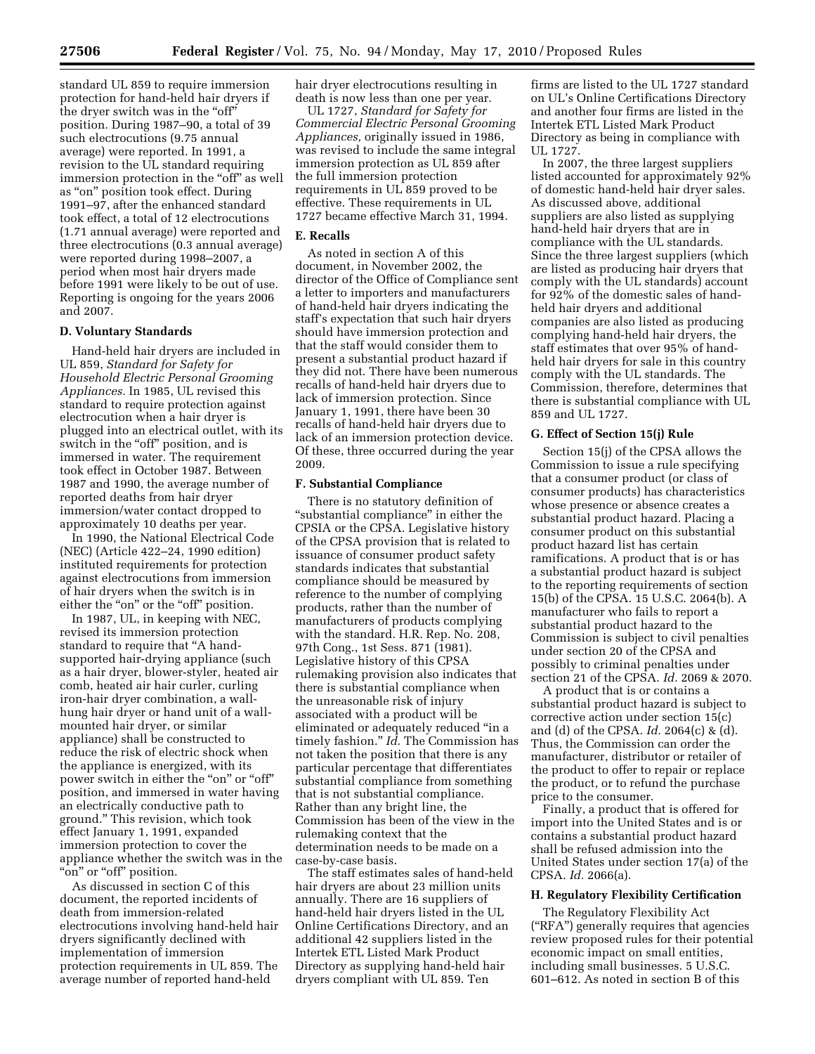standard UL 859 to require immersion protection for hand-held hair dryers if the dryer switch was in the "off" position. During 1987–90, a total of 39 such electrocutions (9.75 annual average) were reported. In 1991, a revision to the UL standard requiring immersion protection in the "off" as well as "on" position took effect. During 1991–97, after the enhanced standard took effect, a total of 12 electrocutions (1.71 annual average) were reported and three electrocutions (0.3 annual average) were reported during 1998–2007, a period when most hair dryers made before 1991 were likely to be out of use. Reporting is ongoing for the years 2006 and 2007.

### D. Voluntary Standards

Hand-held hair dryers are included in UL 859, *Standard for Safety for Household Electric Personal Grooming Appliances.* In 1985, UL revised this standard to require protection against electrocution when a hair dryer is plugged into an electrical outlet, with its switch in the "off" position, and is immersed in water. The requirement took effect in October 1987. Between 1987 and 1990, the average number of reported deaths from hair dryer immersion/water contact dropped to approximately 10 deaths per year.

In 1990, the National Electrical Code (NEC) (Article 422–24, 1990 edition) instituted requirements for protection against electrocutions from immersion of hair dryers when the switch is in either the "on" or the "off" position.

In 1987, UL, in keeping with NEC, revised its immersion protection standard to require that "A hand-supported hair-drying appliance (such as a hair dryer, blower-styler, heated air comb, heated air hair curler, curling iron-hair dryer combination, a wall-hung hair dryer or hand unit of a wall-mounted hair dryer, or similar appliance) shall be constructed to reduce the risk of electric shock when the appliance is energized, with its power switch in either the "on" or "off" position, and immersed in water having an electrically conductive path to ground." This revision, which took effect January 1, 1991, expanded immersion protection to cover the appliance whether the switch was in the "on" or "off" position.

As discussed in section C of this document, the reported incidents of death from immersion-related electrocutions involving hand-held hair dryers significantly declined with implementation of immersion protection requirements in UL 859. The average number of reported hand-held hair dryer electrocutions resulting in death is now less than one per year.

UL 1727, *Standard for Safety for Commercial Electric Personal Grooming Appliances,* originally issued in 1986, was revised to include the same integral immersion protection as UL 859 after the full immersion protection requirements in UL 859 proved to be effective. These requirements in UL 1727 became effective March 31, 1994.

### E. Recalls

As noted in section A of this document, in November 2002, the director of the Office of Compliance sent a letter to importers and manufacturers of hand-held hair dryers indicating the staff's expectation that such hair dryers should have immersion protection and that the staff would consider them to present a substantial product hazard if they did not. There have been numerous recalls of hand-held hair dryers due to lack of immersion protection. Since January 1, 1991, there have been 30 recalls of hand-held hair dryers due to lack of an immersion protection device. Of these, three occurred during the year 2009.

### F. Substantial Compliance

There is no statutory definition of "substantial compliance" in either the CPSIA or the CPSA. Legislative history of the CPSA provision that is related to issuance of consumer product safety standards indicates that substantial compliance should be measured by reference to the number of complying products, rather than the number of manufacturers of products complying with the standard. H.R. Rep. No. 208, 97th Cong., 1st Sess. 871 (1981). Legislative history of this CPSA rulemaking provision also indicates that there is substantial compliance when the unreasonable risk of injury associated with a product will be eliminated or adequately reduced "in a timely fashion." *Id.* The Commission has not taken the position that there is any particular percentage that differentiates substantial compliance from something that is not substantial compliance. Rather than any bright line, the Commission has been of the view in the rulemaking context that the determination needs to be made on a case-by-case basis.

The staff estimates sales of hand-held hair dryers are about 23 million units annually. There are 16 suppliers of hand-held hair dryers listed in the UL Online Certifications Directory, and an additional 42 suppliers listed in the Intertek ETL Listed Mark Product Directory as supplying hand-held hair dryers compliant with UL 859. Ten firms are listed to the UL 1727 standard on UL's Online Certifications Directory and another four firms are listed in the Intertek ETL Listed Mark Product Directory as being in compliance with UL 1727.

In 2007, the three largest suppliers listed accounted for approximately 92% of domestic hand-held hair dryer sales. As discussed above, additional suppliers are also listed as supplying hand-held hair dryers that are in compliance with the UL standards. Since the three largest suppliers (which are listed as producing hair dryers that comply with the UL standards) account for 92% of the domestic sales of hand-held hair dryers and additional companies are also listed as producing complying hand-held hair dryers, the staff estimates that over 95% of hand-held hair dryers for sale in this country comply with the UL standards. The Commission, therefore, determines that there is substantial compliance with UL 859 and UL 1727.

### G. Effect of Section 15(j) Rule

Section 15(j) of the CPSA allows the Commission to issue a rule specifying that a consumer product (or class of consumer products) has characteristics whose presence or absence creates a substantial product hazard. Placing a consumer product on this substantial product hazard list has certain ramifications. A product that is or has a substantial product hazard is subject to the reporting requirements of section 15(b) of the CPSA. 15 U.S.C. 2064(b). A manufacturer who fails to report a substantial product hazard to the Commission is subject to civil penalties under section 20 of the CPSA and possibly to criminal penalties under section 21 of the CPSA. *Id.* 2069 & 2070.

A product that is or contains a substantial product hazard is subject to corrective action under section 15(c) and (d) of the CPSA. *Id.* 2064(c) & (d). Thus, the Commission can order the manufacturer, distributor or retailer of the product to offer to repair or replace the product, or to refund the purchase price to the consumer.

Finally, a product that is offered for import into the United States and is or contains a substantial product hazard shall be refused admission into the United States under section 17(a) of the CPSA. *Id.* 2066(a).

### H. Regulatory Flexibility Certification

The Regulatory Flexibility Act ("RFA") generally requires that agencies review proposed rules for their potential economic impact on small entities, including small businesses. 5 U.S.C. 601–612. As noted in section B of this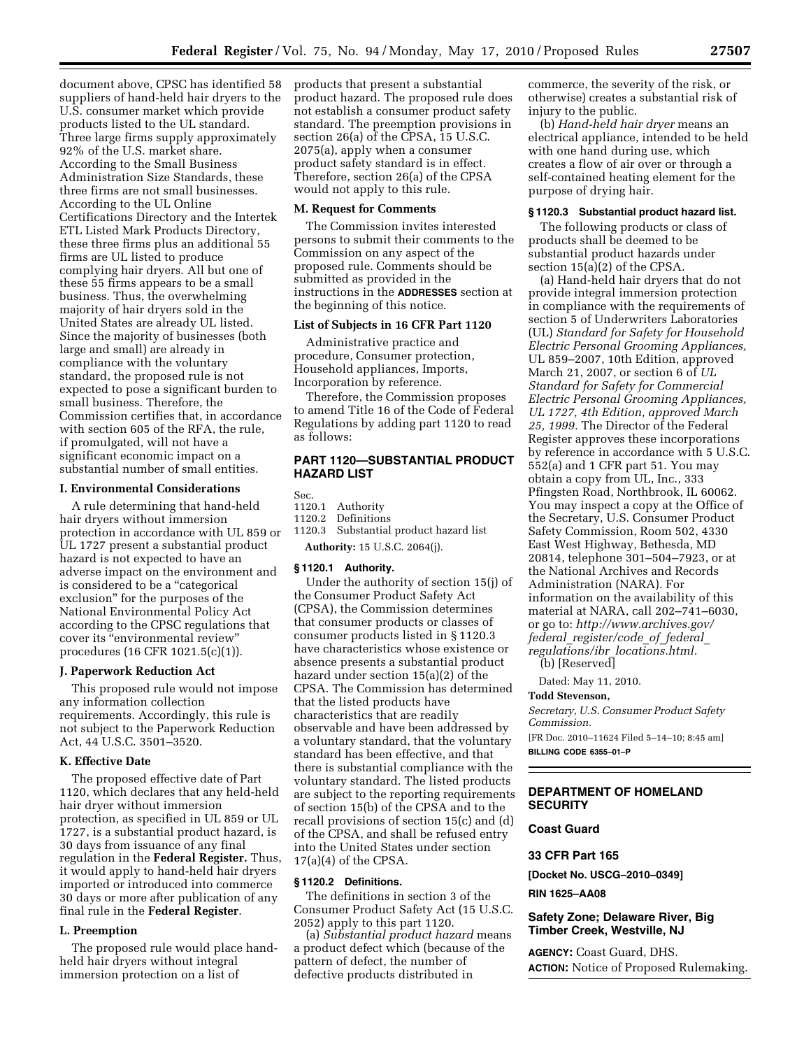document above, CPSC has identified 58 suppliers of hand-held hair dryers to the U.S. consumer market which provide products listed to the UL standard. Three large firms supply approximately 92% of the U.S. market share. According to the Small Business Administration Size Standards, these three firms are not small businesses. According to the UL Online Certifications Directory and the Intertek ETL Listed Mark Products Directory, these three firms plus an additional 55 firms are UL listed to produce complying hair dryers. All but one of these 55 firms appears to be a small business. Thus, the overwhelming majority of hair dryers sold in the United States are already UL listed. Since the majority of businesses (both large and small) are already in compliance with the voluntary standard, the proposed rule is not expected to pose a significant burden to small business. Therefore, the Commission certifies that, in accordance with section 605 of the RFA, the rule, if promulgated, will not have a significant economic impact on a substantial number of small entities.

### I. Environmental Considerations

A rule determining that hand-held hair dryers without immersion protection in accordance with UL 859 or UL 1727 present a substantial product hazard is not expected to have an adverse impact on the environment and is considered to be a "categorical exclusion" for the purposes of the National Environmental Policy Act according to the CPSC regulations that cover its "environmental review" procedures (16 CFR 1021.5(c)(1)).

### J. Paperwork Reduction Act

This proposed rule would not impose any information collection requirements. Accordingly, this rule is not subject to the Paperwork Reduction Act, 44 U.S.C. 3501–3520.

### K. Effective Date

The proposed effective date of Part 1120, which declares that any held-held hair dryer without immersion protection, as specified in UL 859 or UL 1727, is a substantial product hazard, is 30 days from issuance of any final regulation in the **Federal Register.** Thus, it would apply to hand-held hair dryers imported or introduced into commerce 30 days or more after publication of any final rule in the **Federal Register**.

### L. Preemption

The proposed rule would place hand-held hair dryers without integral immersion protection on a list of products that present a substantial product hazard. The proposed rule does not establish a consumer product safety standard. The preemption provisions in section 26(a) of the CPSA, 15 U.S.C. 2075(a), apply when a consumer product safety standard is in effect. Therefore, section 26(a) of the CPSA would not apply to this rule.

### M. Request for Comments

The Commission invites interested persons to submit their comments to the Commission on any aspect of the proposed rule. Comments should be submitted as provided in the instructions in the **ADDRESSES** section at the beginning of this notice.

### List of Subjects in 16 CFR Part 1120

Administrative practice and procedure, Consumer protection, Household appliances, Imports, Incorporation by reference.

Therefore, the Commission proposes to amend Title 16 of the Code of Federal Regulations by adding part 1120 to read as follows:

## PART 1120—SUBSTANTIAL PRODUCT HAZARD LIST

Sec.
1120.1 Authority
1120.2 Definitions
1120.3 Substantial product hazard list

**Authority:** 15 U.S.C. 2064(j).

### § 1120.1 Authority.

Under the authority of section 15(j) of the Consumer Product Safety Act (CPSA), the Commission determines that consumer products or classes of consumer products listed in § 1120.3 have characteristics whose existence or absence presents a substantial product hazard under section 15(a)(2) of the CPSA. The Commission has determined that the listed products have characteristics that are readily observable and have been addressed by a voluntary standard, that the voluntary standard has been effective, and that there is substantial compliance with the voluntary standard. The listed products are subject to the reporting requirements of section 15(b) of the CPSA and to the recall provisions of section 15(c) and (d) of the CPSA, and shall be refused entry into the United States under section 17(a)(4) of the CPSA.

### § 1120.2 Definitions.

The definitions in section 3 of the Consumer Product Safety Act (15 U.S.C. 2052) apply to this part 1120.

(a) *Substantial product hazard* means a product defect which (because of the pattern of defect, the number of defective products distributed in commerce, the severity of the risk, or otherwise) creates a substantial risk of injury to the public.

(b) *Hand-held hair dryer* means an electrical appliance, intended to be held with one hand during use, which creates a flow of air over or through a self-contained heating element for the purpose of drying hair.

### § 1120.3 Substantial product hazard list.

The following products or class of products shall be deemed to be substantial product hazards under section 15(a)(2) of the CPSA.

(a) Hand-held hair dryers that do not provide integral immersion protection in compliance with the requirements of section 5 of Underwriters Laboratories (UL) *Standard for Safety for Household Electric Personal Grooming Appliances,* UL 859–2007, 10th Edition, approved March 21, 2007, or section 6 of *UL Standard for Safety for Commercial Electric Personal Grooming Appliances, UL 1727, 4th Edition, approved March 25, 1999.* The Director of the Federal Register approves these incorporations by reference in accordance with 5 U.S.C. 552(a) and 1 CFR part 51. You may obtain a copy from UL, Inc., 333 Pfingsten Road, Northbrook, IL 60062. You may inspect a copy at the Office of the Secretary, U.S. Consumer Product Safety Commission, Room 502, 4330 East West Highway, Bethesda, MD 20814, telephone 301–504–7923, or at the National Archives and Records Administration (NARA). For information on the availability of this material at NARA, call 202–741–6030, or go to: *http://www.archives.gov/federal_register/code_of_federal_regulations/ibr_locations.html.*

(b) [Reserved]

Dated: May 11, 2010.

**Todd Stevenson,**

*Secretary, U.S. Consumer Product Safety Commission.*

[FR Doc. 2010–11624 Filed 5–14–10; 8:45 am]

**BILLING CODE 6355–01–P**

---

## DEPARTMENT OF HOMELAND SECURITY

### Coast Guard

### 33 CFR Part 165

**[Docket No. USCG–2010–0349]**

**RIN 1625–AA08**

### Safety Zone; Delaware River, Big Timber Creek, Westville, NJ

**AGENCY:** Coast Guard, DHS.

**ACTION:** Notice of Proposed Rulemaking.